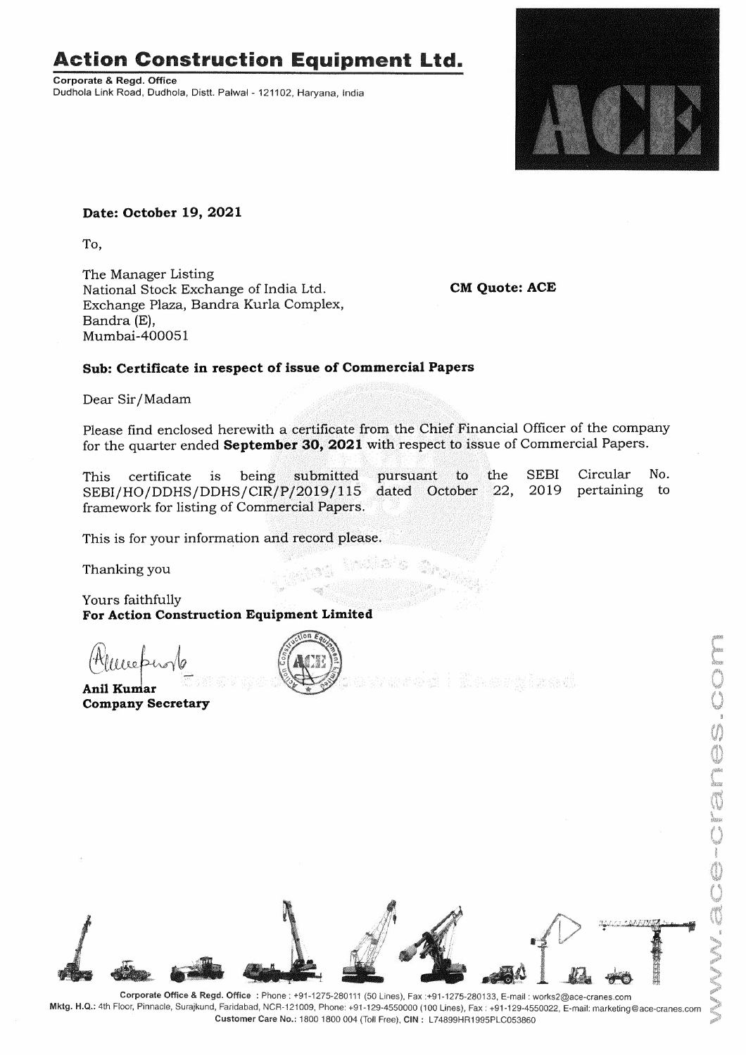# Action Construction Equipment Ltd.

**Corporate & Regd. Office**
Dudhola Link Road, Dudhola, Distt. Palwal - 121102, Haryana, India

**Date: October 19, 2021**

To,

The Manager Listing
National Stock Exchange of India Ltd.
Exchange Plaza, Bandra Kurla Complex,
Bandra (E),
Mumbai-400051

**CM Quote: ACE**

**Sub: Certificate in respect of issue of Commercial Papers**

Dear Sir/Madam

Please find enclosed herewith a certificate from the Chief Financial Officer of the company for the quarter ended **September 30, 2021** with respect to issue of Commercial Papers.

This certificate is being submitted pursuant to the SEBI Circular No. SEBI/HO/DDHS/DDHS/CIR/P/2019/115 dated October 22, 2019 pertaining to framework for listing of Commercial Papers.

This is for your information and record please.

Thanking you

Yours faithfully
**For Action Construction Equipment Limited**

**Anil Kumar**
**Company Secretary**

**Corporate Office & Regd. Office** : Phone : +91-1275-280111 (50 Lines), Fax :+91-1275-280133, E-mail : works2@ace-cranes.com
**Mktg. H.Q.:** 4th Floor, Pinnacle, Surajkund, Faridabad, NCR-121009, Phone: +91-129-4550000 (100 Lines), Fax : +91-129-4550022, E-mail: marketing@ace-cranes.com
**Customer Care No.:** 1800 1800 004 (Toll Free), **CIN :** L74899HR1995PLC053860

www.ace-cranes.com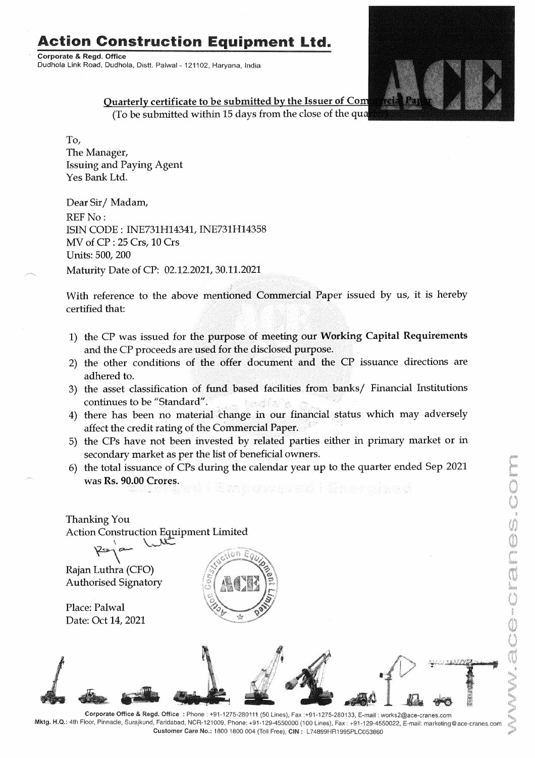# Action Construction Equipment Ltd.

**Corporate & Regd. Office**
Dudhola Link Road, Dudhola, Distt. Palwal - 121102, Haryana, India

**Quarterly certificate to be submitted by the Issuer of Commercial Paper**
(To be submitted within 15 days from the close of the quarter)

To,
The Manager,
Issuing and Paying Agent
Yes Bank Ltd.

Dear Sir/ Madam,

REF No :
ISIN CODE : INE731H14341, INE731H14358
MV of CP : 25 Crs, 10 Crs
Units: 500, 200
Maturity Date of CP: 02.12.2021, 30.11.2021

With reference to the above mentioned Commercial Paper issued by us, it is hereby certified that:

1) the CP was issued for the purpose of meeting our **Working Capital Requirements** and the CP proceeds are used for the disclosed purpose.
2) the other conditions of the offer document and the CP issuance directions are adhered to.
3) the asset classification of fund based facilities from banks/ Financial Institutions continues to be "Standard".
4) there has been no material change in our financial status which may adversely affect the credit rating of the Commercial Paper.
5) the CPs have not been invested by related parties either in primary market or in secondary market as per the list of beneficial owners.
6) the total issuance of CPs during the calendar year up to the quarter ended Sep 2021 was **Rs. 90.00 Crores.**

Thanking You
Action Construction Equipment Limited

Rajan Luthra (CFO)
Authorised Signatory

Place: Palwal
Date: Oct 14, 2021

**Corporate Office & Regd. Office** : Phone : +91-1275-280111 (50 Lines), Fax :+91-1275-280133, E-mail : works2@ace-cranes.com
**Mktg. H.Q.:** 4th Floor, Pinnacle, Surajkund, Faridabad, NCR-121009, Phone: +91-129-4550000 (100 Lines), Fax : +91-129-4550022, E-mail: marketing@ace-cranes.com
**Customer Care No.:** 1800 1800 004 (Toll Free), **CIN :** L74899HR1995PLC053860

www.ace-cranes.com